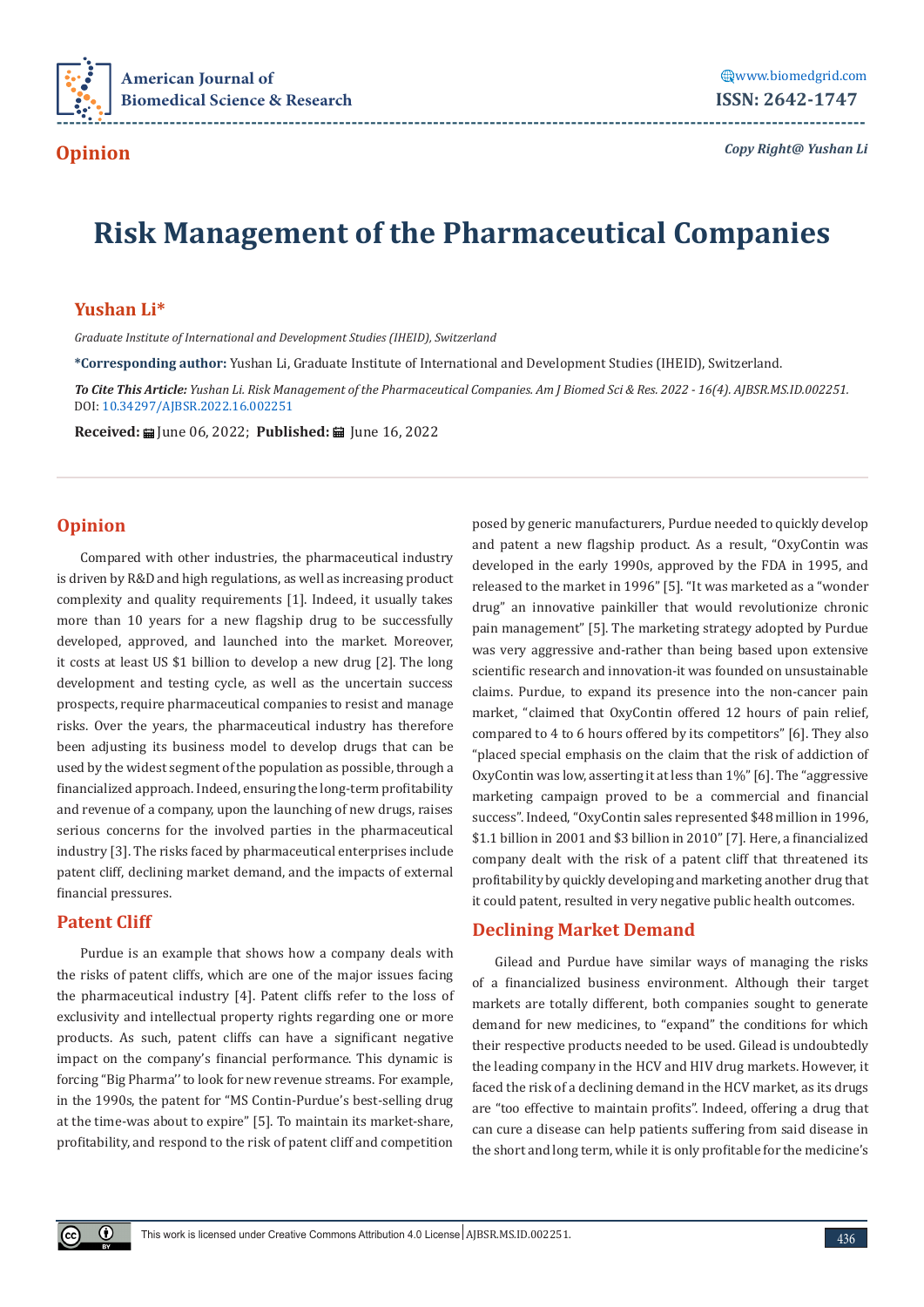Opinion

# Risk Management of the Pharmaceutical Companies

**Yushan Li***

*Graduate Institute of International and Development Studies (IHEID), Switzerland*

***Corresponding author:** Yushan Li, Graduate Institute of International and Development Studies (IHEID), Switzerland.

***To Cite This Article:*** *Yushan Li. Risk Management of the Pharmaceutical Companies. Am J Biomed Sci & Res. 2022 - 16(4). AJBSR.MS.ID.002251.*
DOI: 10.34297/AJBSR.2022.16.002251

**Received:** June 06, 2022; **Published:** June 16, 2022

## Opinion

Compared with other industries, the pharmaceutical industry is driven by R&D and high regulations, as well as increasing product complexity and quality requirements [1]. Indeed, it usually takes more than 10 years for a new flagship drug to be successfully developed, approved, and launched into the market. Moreover, it costs at least US $1 billion to develop a new drug [2]. The long development and testing cycle, as well as the uncertain success prospects, require pharmaceutical companies to resist and manage risks. Over the years, the pharmaceutical industry has therefore been adjusting its business model to develop drugs that can be used by the widest segment of the population as possible, through a financialized approach. Indeed, ensuring the long-term profitability and revenue of a company, upon the launching of new drugs, raises serious concerns for the involved parties in the pharmaceutical industry [3]. The risks faced by pharmaceutical enterprises include patent cliff, declining market demand, and the impacts of external financial pressures.

## Patent Cliff

Purdue is an example that shows how a company deals with the risks of patent cliffs, which are one of the major issues facing the pharmaceutical industry [4]. Patent cliffs refer to the loss of exclusivity and intellectual property rights regarding one or more products. As such, patent cliffs can have a significant negative impact on the company's financial performance. This dynamic is forcing "Big Pharma'' to look for new revenue streams. For example, in the 1990s, the patent for "MS Contin-Purdue's best-selling drug at the time-was about to expire" [5]. To maintain its market-share, profitability, and respond to the risk of patent cliff and competition posed by generic manufacturers, Purdue needed to quickly develop and patent a new flagship product. As a result, "OxyContin was developed in the early 1990s, approved by the FDA in 1995, and released to the market in 1996" [5]. "It was marketed as a "wonder drug" an innovative painkiller that would revolutionize chronic pain management" [5]. The marketing strategy adopted by Purdue was very aggressive and-rather than being based upon extensive scientific research and innovation-it was founded on unsustainable claims. Purdue, to expand its presence into the non-cancer pain market, "claimed that OxyContin offered 12 hours of pain relief, compared to 4 to 6 hours offered by its competitors" [6]. They also "placed special emphasis on the claim that the risk of addiction of OxyContin was low, asserting it at less than 1%" [6]. The "aggressive marketing campaign proved to be a commercial and financial success". Indeed, "OxyContin sales represented $48 million in 1996, $1.1 billion in 2001 and $3 billion in 2010" [7]. Here, a financialized company dealt with the risk of a patent cliff that threatened its profitability by quickly developing and marketing another drug that it could patent, resulted in very negative public health outcomes.

## Declining Market Demand

Gilead and Purdue have similar ways of managing the risks of a financialized business environment. Although their target markets are totally different, both companies sought to generate demand for new medicines, to "expand" the conditions for which their respective products needed to be used. Gilead is undoubtedly the leading company in the HCV and HIV drug markets. However, it faced the risk of a declining demand in the HCV market, as its drugs are "too effective to maintain profits". Indeed, offering a drug that can cure a disease can help patients suffering from said disease in the short and long term, while it is only profitable for the medicine's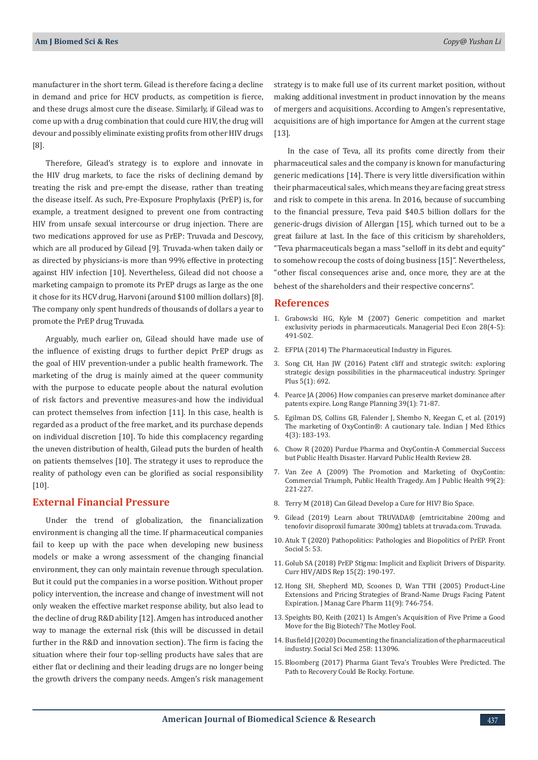manufacturer in the short term. Gilead is therefore facing a decline in demand and price for HCV products, as competition is fierce, and these drugs almost cure the disease. Similarly, if Gilead was to come up with a drug combination that could cure HIV, the drug will devour and possibly eliminate existing profits from other HIV drugs [8].

Therefore, Gilead's strategy is to explore and innovate in the HIV drug markets, to face the risks of declining demand by treating the risk and pre-empt the disease, rather than treating the disease itself. As such, Pre-Exposure Prophylaxis (PrEP) is, for example, a treatment designed to prevent one from contracting HIV from unsafe sexual intercourse or drug injection. There are two medications approved for use as PrEP: Truvada and Descovy, which are all produced by Gilead [9]. Truvada-when taken daily or as directed by physicians-is more than 99% effective in protecting against HIV infection [10]. Nevertheless, Gilead did not choose a marketing campaign to promote its PrEP drugs as large as the one it chose for its HCV drug, Harvoni (around $100 million dollars) [8]. The company only spent hundreds of thousands of dollars a year to promote the PrEP drug Truvada.

Arguably, much earlier on, Gilead should have made use of the influence of existing drugs to further depict PrEP drugs as the goal of HIV prevention-under a public health framework. The marketing of the drug is mainly aimed at the queer community with the purpose to educate people about the natural evolution of risk factors and preventive measures-and how the individual can protect themselves from infection [11]. In this case, health is regarded as a product of the free market, and its purchase depends on individual discretion [10]. To hide this complacency regarding the uneven distribution of health, Gilead puts the burden of health on patients themselves [10]. The strategy it uses to reproduce the reality of pathology even can be glorified as social responsibility [10].

## External Financial Pressure

Under the trend of globalization, the financialization environment is changing all the time. If pharmaceutical companies fail to keep up with the pace when developing new business models or make a wrong assessment of the changing financial environment, they can only maintain revenue through speculation. But it could put the companies in a worse position. Without proper policy intervention, the increase and change of investment will not only weaken the effective market response ability, but also lead to the decline of drug R&D ability [12]. Amgen has introduced another way to manage the external risk (this will be discussed in detail further in the R&D and innovation section). The firm is facing the situation where their four top-selling products have sales that are either flat or declining and their leading drugs are no longer being the growth drivers the company needs. Amgen's risk management strategy is to make full use of its current market position, without making additional investment in product innovation by the means of mergers and acquisitions. According to Amgen's representative, acquisitions are of high importance for Amgen at the current stage [13].

In the case of Teva, all its profits come directly from their pharmaceutical sales and the company is known for manufacturing generic medications [14]. There is very little diversification within their pharmaceutical sales, which means they are facing great stress and risk to compete in this arena. In 2016, because of succumbing to the financial pressure, Teva paid $40.5 billion dollars for the generic-drugs division of Allergan [15], which turned out to be a great failure at last. In the face of this criticism by shareholders, "Teva pharmaceuticals began a mass "selloff in its debt and equity" to somehow recoup the costs of doing business [15]". Nevertheless, "other fiscal consequences arise and, once more, they are at the behest of the shareholders and their respective concerns".

## References

1. Grabowski HG, Kyle M (2007) Generic competition and market exclusivity periods in pharmaceuticals. Managerial Deci Econ 28(4-5): 491-502.
2. EFPIA (2014) The Pharmaceutical Industry in Figures.
3. Song CH, Han JW (2016) Patent cliff and strategic switch: exploring strategic design possibilities in the pharmaceutical industry. Springer Plus 5(1): 692.
4. Pearce JA (2006) How companies can preserve market dominance after patents expire. Long Range Planning 39(1): 71-87.
5. Egilman DS, Collins GB, Falender J, Shembo N, Keegan C, et al. (2019) The marketing of OxyContin®: A cautionary tale. Indian J Med Ethics 4(3): 183-193.
6. Chow R (2020) Purdue Pharma and OxyContin-A Commercial Success but Public Health Disaster. Harvard Public Health Review 28.
7. Van Zee A (2009) The Promotion and Marketing of OxyContin: Commercial Triumph, Public Health Tragedy. Am J Public Health 99(2): 221-227.
8. Terry M (2018) Can Gilead Develop a Cure for HIV? Bio Space.
9. Gilead (2019) Learn about TRUVADA® (emtricitabine 200mg and tenofovir disoproxil fumarate 300mg) tablets at truvada.com. Truvada.
10. Atuk T (2020) Pathopolitics: Pathologies and Biopolitics of PrEP. Front Sociol 5: 53.
11. Golub SA (2018) PrEP Stigma: Implicit and Explicit Drivers of Disparity. Curr HIV/AIDS Rep 15(2): 190-197.
12. Hong SH, Shepherd MD, Scoones D, Wan TTH (2005) Product-Line Extensions and Pricing Strategies of Brand-Name Drugs Facing Patent Expiration. J Manag Care Pharm 11(9): 746-754.
13. Speights BO, Keith (2021) Is Amgen's Acquisition of Five Prime a Good Move for the Big Biotech? The Motley Fool.
14. Busfield J (2020) Documenting the financialization of the pharmaceutical industry. Social Sci Med 258: 113096.
15. Bloomberg (2017) Pharma Giant Teva's Troubles Were Predicted. The Path to Recovery Could Be Rocky. Fortune.